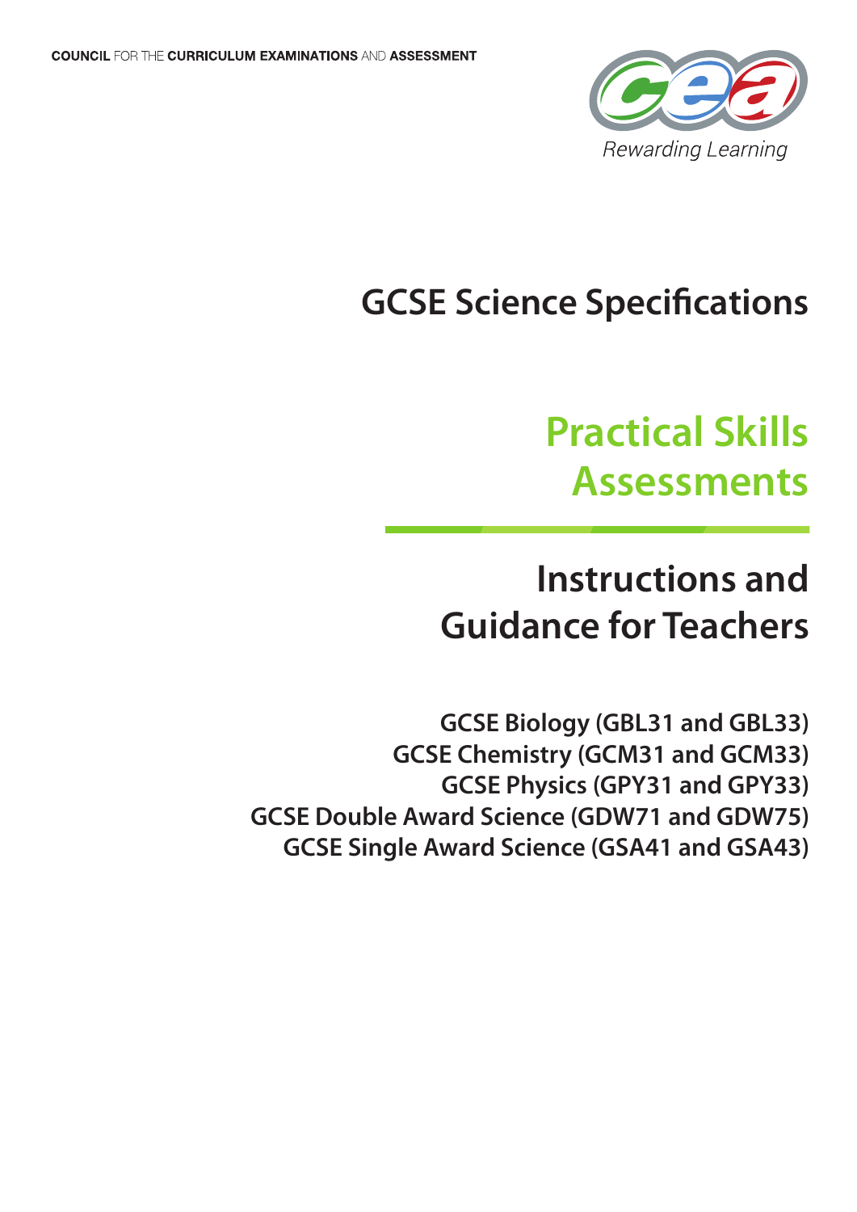COUNCIL FOR THE CURRICULUM EXAMINATIONS AND ASSESSMENT

Rewarding Learning

# GCSE Science Specifications

# Practical Skills Assessments

## Instructions and Guidance for Teachers

**GCSE Biology (GBL31 and GBL33)**
**GCSE Chemistry (GCM31 and GCM33)**
**GCSE Physics (GPY31 and GPY33)**
**GCSE Double Award Science (GDW71 and GDW75)**
**GCSE Single Award Science (GSA41 and GSA43)**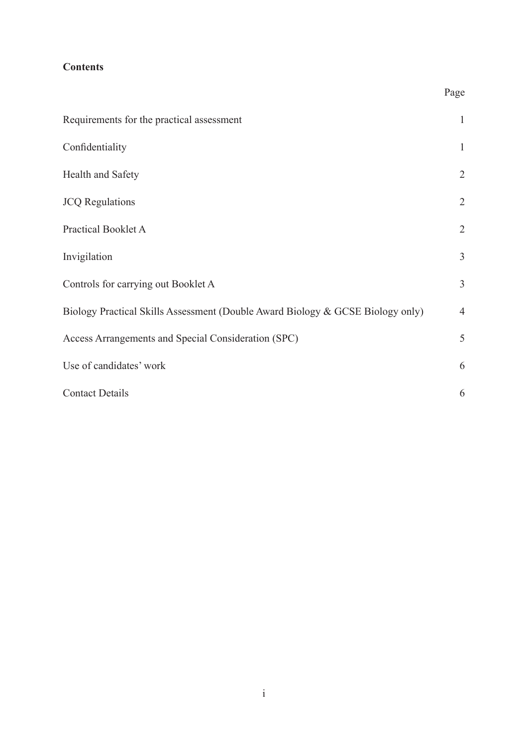**Contents**

| | Page |
|---|---|
| Requirements for the practical assessment | 1 |
| Confidentiality | 1 |
| Health and Safety | 2 |
| JCQ Regulations | 2 |
| Practical Booklet A | 2 |
| Invigilation | 3 |
| Controls for carrying out Booklet A | 3 |
| Biology Practical Skills Assessment (Double Award Biology & GCSE Biology only) | 4 |
| Access Arrangements and Special Consideration (SPC) | 5 |
| Use of candidates' work | 6 |
| Contact Details | 6 |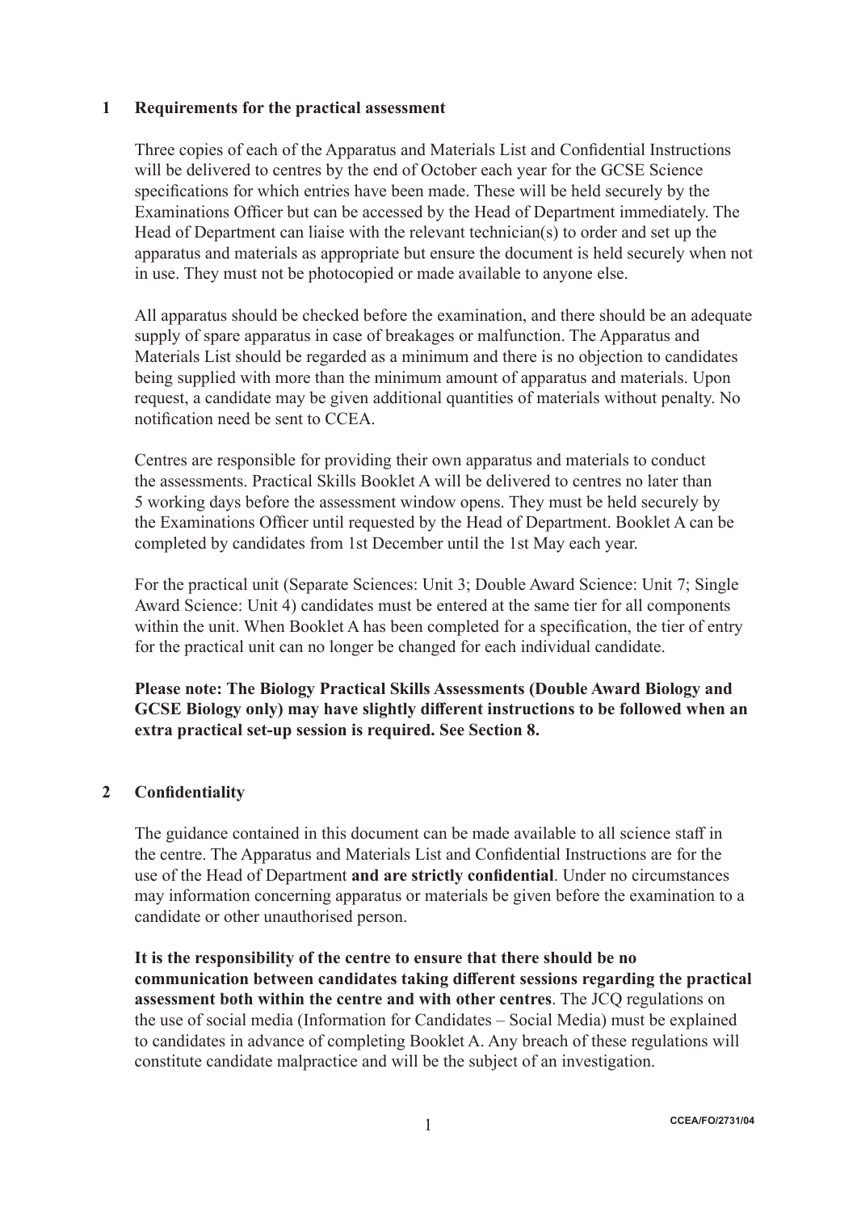## 1 Requirements for the practical assessment

Three copies of each of the Apparatus and Materials List and Confidential Instructions will be delivered to centres by the end of October each year for the GCSE Science specifications for which entries have been made. These will be held securely by the Examinations Officer but can be accessed by the Head of Department immediately. The Head of Department can liaise with the relevant technician(s) to order and set up the apparatus and materials as appropriate but ensure the document is held securely when not in use. They must not be photocopied or made available to anyone else.

All apparatus should be checked before the examination, and there should be an adequate supply of spare apparatus in case of breakages or malfunction. The Apparatus and Materials List should be regarded as a minimum and there is no objection to candidates being supplied with more than the minimum amount of apparatus and materials. Upon request, a candidate may be given additional quantities of materials without penalty. No notification need be sent to CCEA.

Centres are responsible for providing their own apparatus and materials to conduct the assessments. Practical Skills Booklet A will be delivered to centres no later than 5 working days before the assessment window opens. They must be held securely by the Examinations Officer until requested by the Head of Department. Booklet A can be completed by candidates from 1st December until the 1st May each year.

For the practical unit (Separate Sciences: Unit 3; Double Award Science: Unit 7; Single Award Science: Unit 4) candidates must be entered at the same tier for all components within the unit. When Booklet A has been completed for a specification, the tier of entry for the practical unit can no longer be changed for each individual candidate.

**Please note: The Biology Practical Skills Assessments (Double Award Biology and GCSE Biology only) may have slightly different instructions to be followed when an extra practical set-up session is required. See Section 8.**

## 2 Confidentiality

The guidance contained in this document can be made available to all science staff in the centre. The Apparatus and Materials List and Confidential Instructions are for the use of the Head of Department **and are strictly confidential**. Under no circumstances may information concerning apparatus or materials be given before the examination to a candidate or other unauthorised person.

**It is the responsibility of the centre to ensure that there should be no communication between candidates taking different sessions regarding the practical assessment both within the centre and with other centres**. The JCQ regulations on the use of social media (Information for Candidates – Social Media) must be explained to candidates in advance of completing Booklet A. Any breach of these regulations will constitute candidate malpractice and will be the subject of an investigation.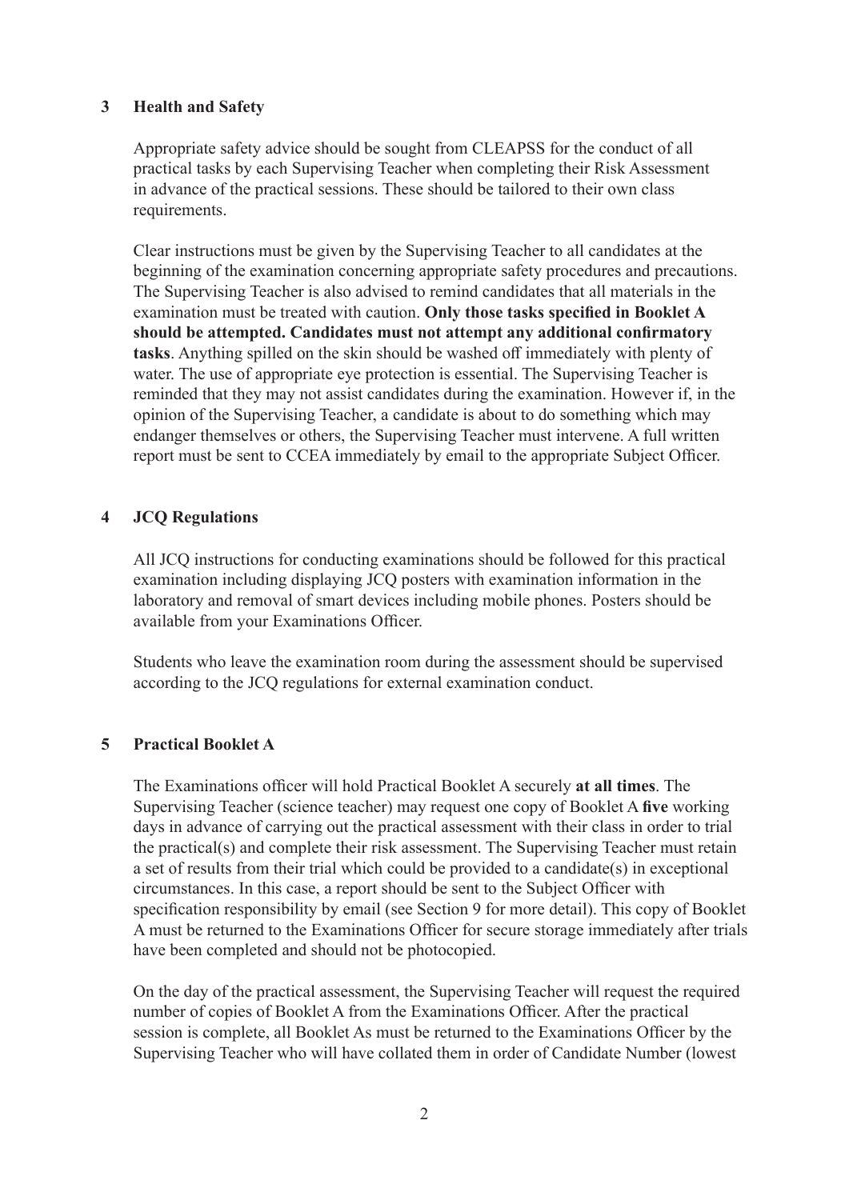## 3 Health and Safety

Appropriate safety advice should be sought from CLEAPSS for the conduct of all practical tasks by each Supervising Teacher when completing their Risk Assessment in advance of the practical sessions. These should be tailored to their own class requirements.

Clear instructions must be given by the Supervising Teacher to all candidates at the beginning of the examination concerning appropriate safety procedures and precautions. The Supervising Teacher is also advised to remind candidates that all materials in the examination must be treated with caution. **Only those tasks specified in Booklet A should be attempted. Candidates must not attempt any additional confirmatory tasks**. Anything spilled on the skin should be washed off immediately with plenty of water. The use of appropriate eye protection is essential. The Supervising Teacher is reminded that they may not assist candidates during the examination. However if, in the opinion of the Supervising Teacher, a candidate is about to do something which may endanger themselves or others, the Supervising Teacher must intervene. A full written report must be sent to CCEA immediately by email to the appropriate Subject Officer.

## 4 JCQ Regulations

All JCQ instructions for conducting examinations should be followed for this practical examination including displaying JCQ posters with examination information in the laboratory and removal of smart devices including mobile phones. Posters should be available from your Examinations Officer.

Students who leave the examination room during the assessment should be supervised according to the JCQ regulations for external examination conduct.

## 5 Practical Booklet A

The Examinations officer will hold Practical Booklet A securely **at all times**. The Supervising Teacher (science teacher) may request one copy of Booklet A **five** working days in advance of carrying out the practical assessment with their class in order to trial the practical(s) and complete their risk assessment. The Supervising Teacher must retain a set of results from their trial which could be provided to a candidate(s) in exceptional circumstances. In this case, a report should be sent to the Subject Officer with specification responsibility by email (see Section 9 for more detail). This copy of Booklet A must be returned to the Examinations Officer for secure storage immediately after trials have been completed and should not be photocopied.

On the day of the practical assessment, the Supervising Teacher will request the required number of copies of Booklet A from the Examinations Officer. After the practical session is complete, all Booklet As must be returned to the Examinations Officer by the Supervising Teacher who will have collated them in order of Candidate Number (lowest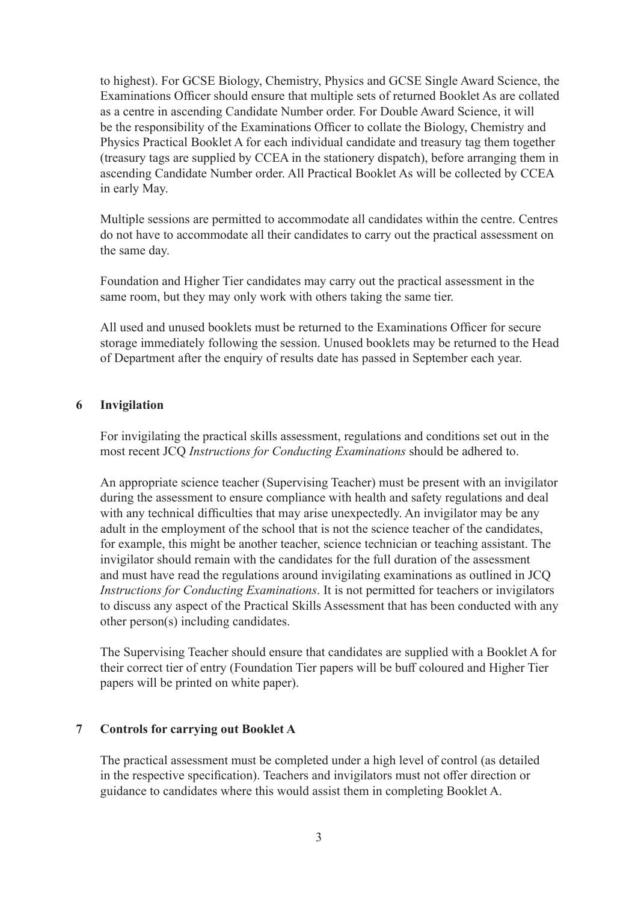to highest). For GCSE Biology, Chemistry, Physics and GCSE Single Award Science, the Examinations Officer should ensure that multiple sets of returned Booklet As are collated as a centre in ascending Candidate Number order. For Double Award Science, it will be the responsibility of the Examinations Officer to collate the Biology, Chemistry and Physics Practical Booklet A for each individual candidate and treasury tag them together (treasury tags are supplied by CCEA in the stationery dispatch), before arranging them in ascending Candidate Number order. All Practical Booklet As will be collected by CCEA in early May.

Multiple sessions are permitted to accommodate all candidates within the centre. Centres do not have to accommodate all their candidates to carry out the practical assessment on the same day.

Foundation and Higher Tier candidates may carry out the practical assessment in the same room, but they may only work with others taking the same tier.

All used and unused booklets must be returned to the Examinations Officer for secure storage immediately following the session. Unused booklets may be returned to the Head of Department after the enquiry of results date has passed in September each year.

## 6 Invigilation

For invigilating the practical skills assessment, regulations and conditions set out in the most recent JCQ *Instructions for Conducting Examinations* should be adhered to.

An appropriate science teacher (Supervising Teacher) must be present with an invigilator during the assessment to ensure compliance with health and safety regulations and deal with any technical difficulties that may arise unexpectedly. An invigilator may be any adult in the employment of the school that is not the science teacher of the candidates, for example, this might be another teacher, science technician or teaching assistant. The invigilator should remain with the candidates for the full duration of the assessment and must have read the regulations around invigilating examinations as outlined in JCQ *Instructions for Conducting Examinations*. It is not permitted for teachers or invigilators to discuss any aspect of the Practical Skills Assessment that has been conducted with any other person(s) including candidates.

The Supervising Teacher should ensure that candidates are supplied with a Booklet A for their correct tier of entry (Foundation Tier papers will be buff coloured and Higher Tier papers will be printed on white paper).

## 7 Controls for carrying out Booklet A

The practical assessment must be completed under a high level of control (as detailed in the respective specification). Teachers and invigilators must not offer direction or guidance to candidates where this would assist them in completing Booklet A.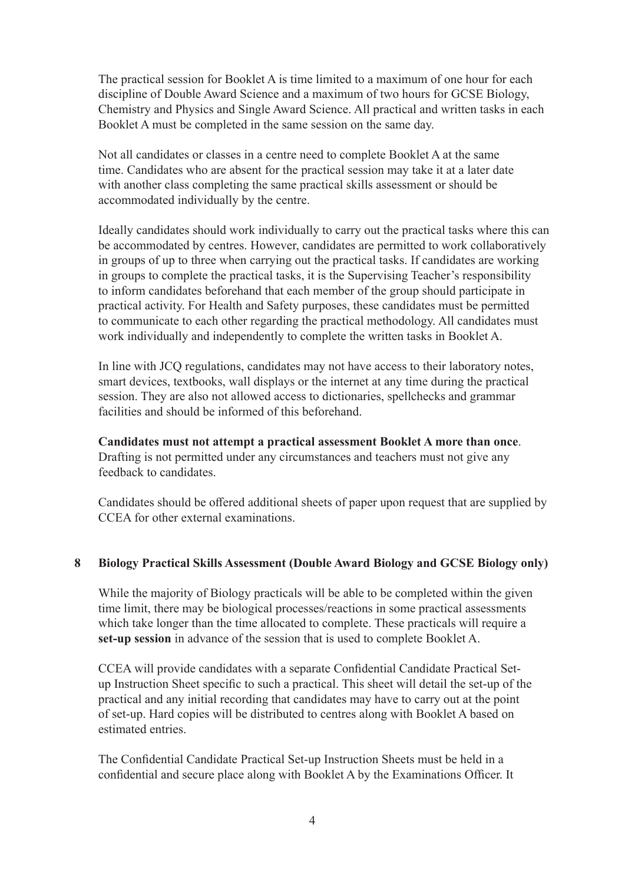The practical session for Booklet A is time limited to a maximum of one hour for each discipline of Double Award Science and a maximum of two hours for GCSE Biology, Chemistry and Physics and Single Award Science. All practical and written tasks in each Booklet A must be completed in the same session on the same day.

Not all candidates or classes in a centre need to complete Booklet A at the same time. Candidates who are absent for the practical session may take it at a later date with another class completing the same practical skills assessment or should be accommodated individually by the centre.

Ideally candidates should work individually to carry out the practical tasks where this can be accommodated by centres. However, candidates are permitted to work collaboratively in groups of up to three when carrying out the practical tasks. If candidates are working in groups to complete the practical tasks, it is the Supervising Teacher's responsibility to inform candidates beforehand that each member of the group should participate in practical activity. For Health and Safety purposes, these candidates must be permitted to communicate to each other regarding the practical methodology. All candidates must work individually and independently to complete the written tasks in Booklet A.

In line with JCQ regulations, candidates may not have access to their laboratory notes, smart devices, textbooks, wall displays or the internet at any time during the practical session. They are also not allowed access to dictionaries, spellchecks and grammar facilities and should be informed of this beforehand.

**Candidates must not attempt a practical assessment Booklet A more than once**. Drafting is not permitted under any circumstances and teachers must not give any feedback to candidates.

Candidates should be offered additional sheets of paper upon request that are supplied by CCEA for other external examinations.

## 8 Biology Practical Skills Assessment (Double Award Biology and GCSE Biology only)

While the majority of Biology practicals will be able to be completed within the given time limit, there may be biological processes/reactions in some practical assessments which take longer than the time allocated to complete. These practicals will require a **set-up session** in advance of the session that is used to complete Booklet A.

CCEA will provide candidates with a separate Confidential Candidate Practical Set-up Instruction Sheet specific to such a practical. This sheet will detail the set-up of the practical and any initial recording that candidates may have to carry out at the point of set-up. Hard copies will be distributed to centres along with Booklet A based on estimated entries.

The Confidential Candidate Practical Set-up Instruction Sheets must be held in a confidential and secure place along with Booklet A by the Examinations Officer. It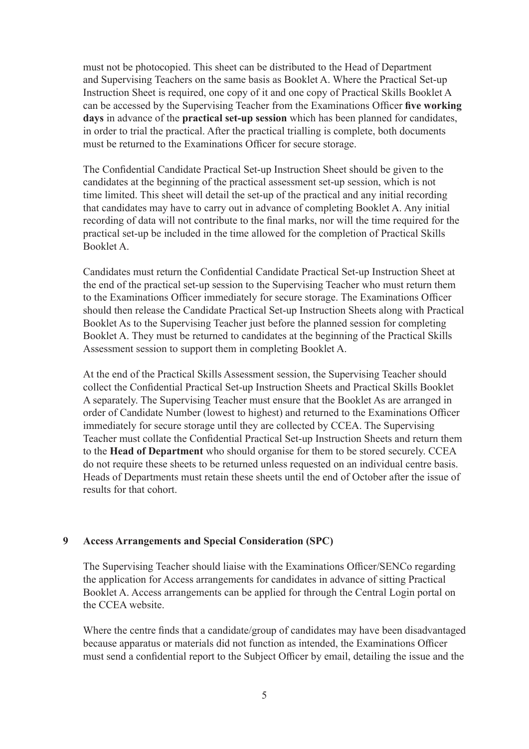must not be photocopied. This sheet can be distributed to the Head of Department and Supervising Teachers on the same basis as Booklet A. Where the Practical Set-up Instruction Sheet is required, one copy of it and one copy of Practical Skills Booklet A can be accessed by the Supervising Teacher from the Examinations Officer **five working days** in advance of the **practical set-up session** which has been planned for candidates, in order to trial the practical. After the practical trialling is complete, both documents must be returned to the Examinations Officer for secure storage.

The Confidential Candidate Practical Set-up Instruction Sheet should be given to the candidates at the beginning of the practical assessment set-up session, which is not time limited. This sheet will detail the set-up of the practical and any initial recording that candidates may have to carry out in advance of completing Booklet A. Any initial recording of data will not contribute to the final marks, nor will the time required for the practical set-up be included in the time allowed for the completion of Practical Skills Booklet A.

Candidates must return the Confidential Candidate Practical Set-up Instruction Sheet at the end of the practical set-up session to the Supervising Teacher who must return them to the Examinations Officer immediately for secure storage. The Examinations Officer should then release the Candidate Practical Set-up Instruction Sheets along with Practical Booklet As to the Supervising Teacher just before the planned session for completing Booklet A. They must be returned to candidates at the beginning of the Practical Skills Assessment session to support them in completing Booklet A.

At the end of the Practical Skills Assessment session, the Supervising Teacher should collect the Confidential Practical Set-up Instruction Sheets and Practical Skills Booklet A separately. The Supervising Teacher must ensure that the Booklet As are arranged in order of Candidate Number (lowest to highest) and returned to the Examinations Officer immediately for secure storage until they are collected by CCEA. The Supervising Teacher must collate the Confidential Practical Set-up Instruction Sheets and return them to the **Head of Department** who should organise for them to be stored securely. CCEA do not require these sheets to be returned unless requested on an individual centre basis. Heads of Departments must retain these sheets until the end of October after the issue of results for that cohort.

## 9 Access Arrangements and Special Consideration (SPC)

The Supervising Teacher should liaise with the Examinations Officer/SENCo regarding the application for Access arrangements for candidates in advance of sitting Practical Booklet A. Access arrangements can be applied for through the Central Login portal on the CCEA website.

Where the centre finds that a candidate/group of candidates may have been disadvantaged because apparatus or materials did not function as intended, the Examinations Officer must send a confidential report to the Subject Officer by email, detailing the issue and the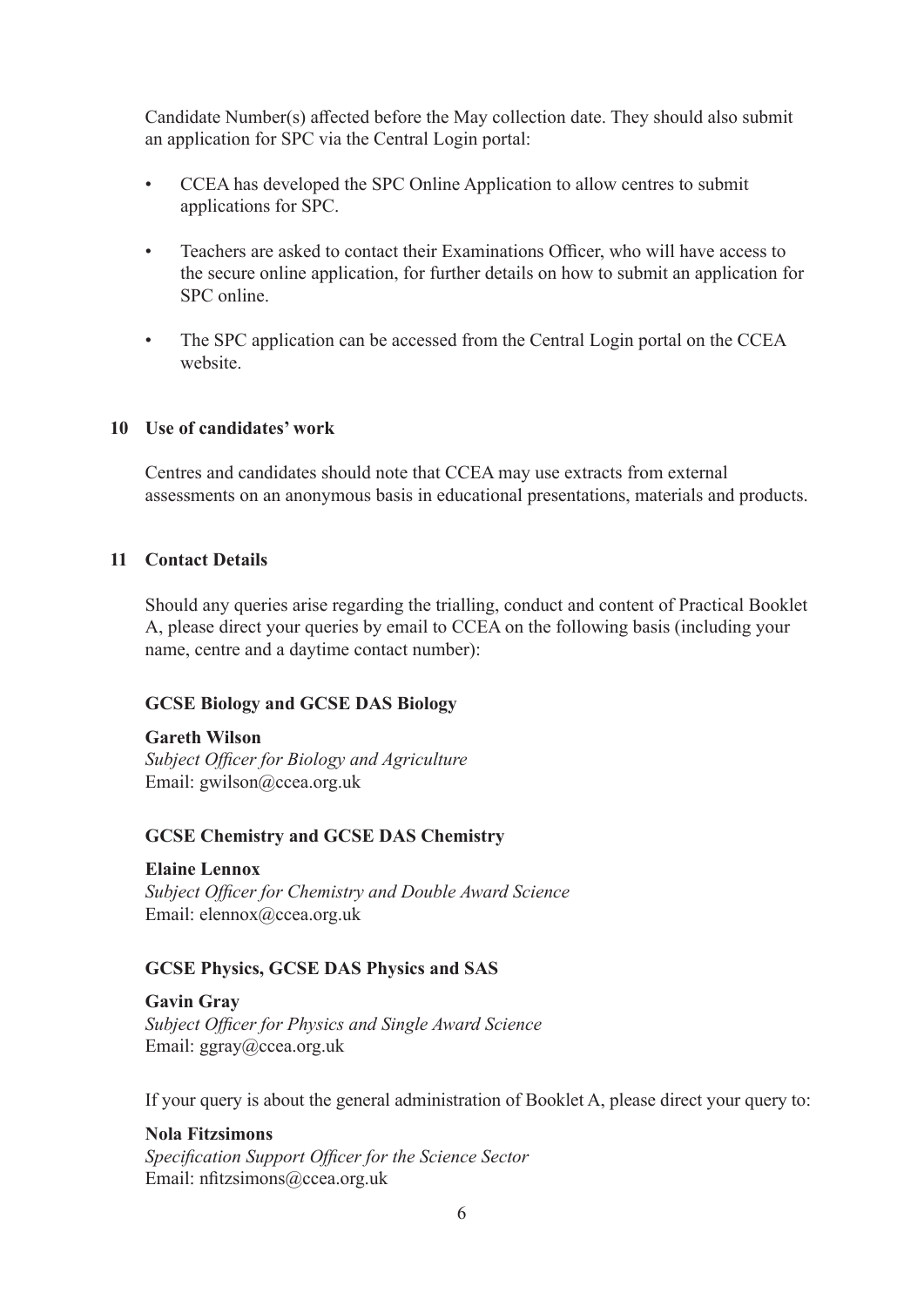Candidate Number(s) affected before the May collection date. They should also submit an application for SPC via the Central Login portal:

- CCEA has developed the SPC Online Application to allow centres to submit applications for SPC.
- Teachers are asked to contact their Examinations Officer, who will have access to the secure online application, for further details on how to submit an application for SPC online.
- The SPC application can be accessed from the Central Login portal on the CCEA website.

## 10 Use of candidates' work

Centres and candidates should note that CCEA may use extracts from external assessments on an anonymous basis in educational presentations, materials and products.

## 11 Contact Details

Should any queries arise regarding the trialling, conduct and content of Practical Booklet A, please direct your queries by email to CCEA on the following basis (including your name, centre and a daytime contact number):

**GCSE Biology and GCSE DAS Biology**

**Gareth Wilson**
*Subject Officer for Biology and Agriculture*
Email: gwilson@ccea.org.uk

**GCSE Chemistry and GCSE DAS Chemistry**

**Elaine Lennox**
*Subject Officer for Chemistry and Double Award Science*
Email: elennox@ccea.org.uk

**GCSE Physics, GCSE DAS Physics and SAS**

**Gavin Gray**
*Subject Officer for Physics and Single Award Science*
Email: ggray@ccea.org.uk

If your query is about the general administration of Booklet A, please direct your query to:

**Nola Fitzsimons**
*Specification Support Officer for the Science Sector*
Email: nfitzsimons@ccea.org.uk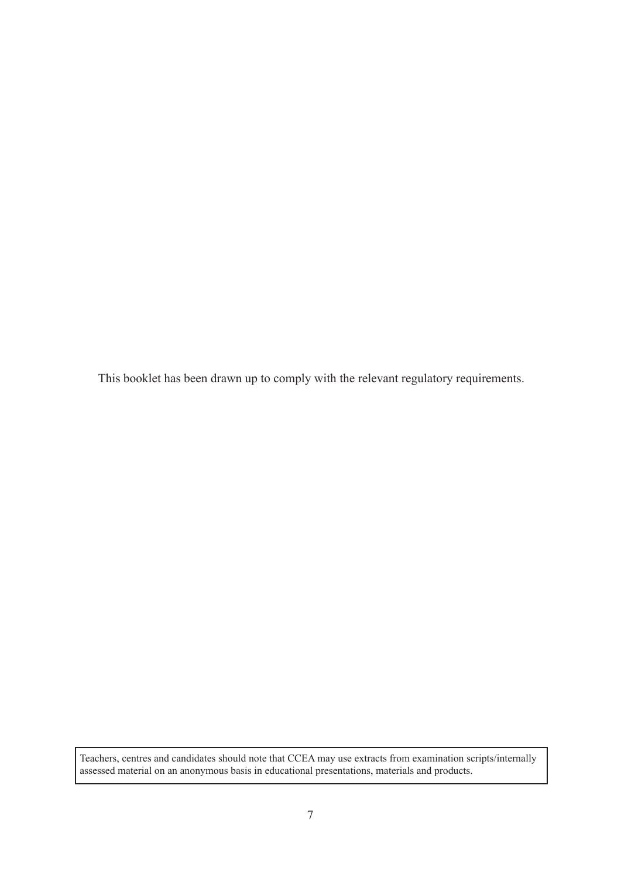This booklet has been drawn up to comply with the relevant regulatory requirements.

| Teachers, centres and candidates should note that CCEA may use extracts from examination scripts/internally assessed material on an anonymous basis in educational presentations, materials and products. |
| --- |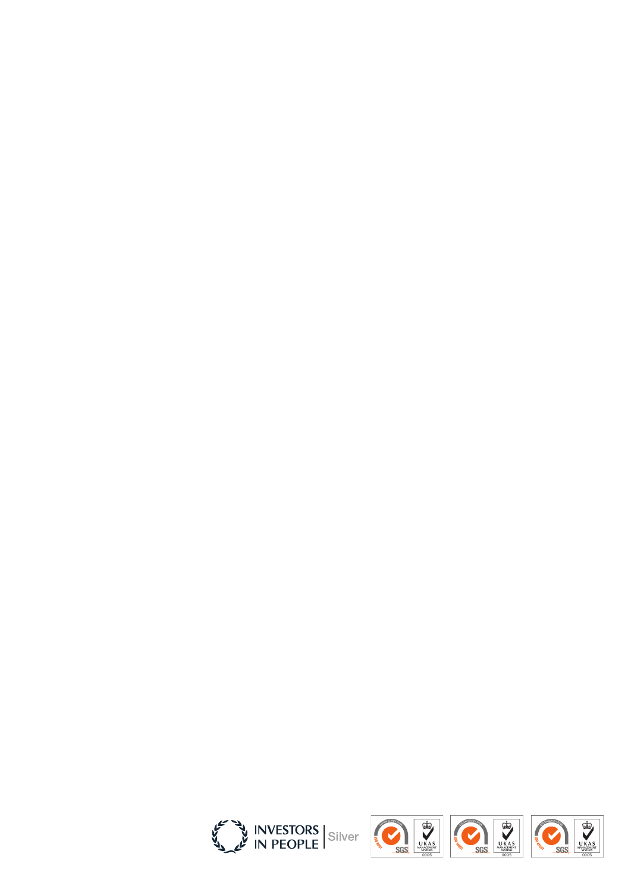INVESTORS IN PEOPLE | Silver